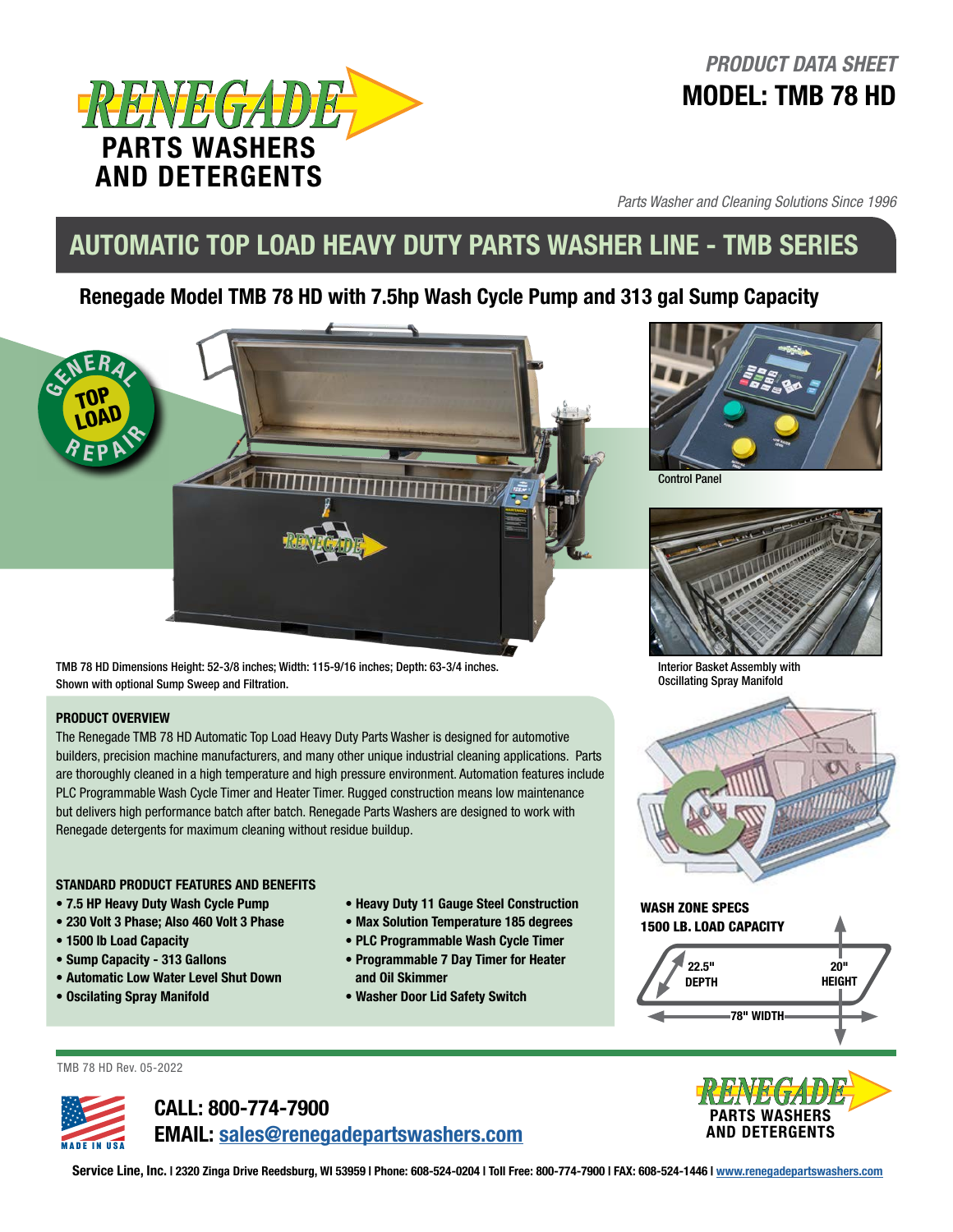RENEGADE PARTS WASHERS AND DETERGENTS

*PRODUCT DATA SHEET*

**MODEL: TMB 78 HD**

*Parts Washer and Cleaning Solutions Since 1996*

# AUTOMATIC TOP LOAD HEAVY DUTY PARTS WASHER LINE - TMB SERIES

## Renegade Model TMB 78 HD with 7.5hp Wash Cycle Pump and 313 gal Sump Capacity

GENERAL REPAIR — TOP LOAD

TMB 78 HD Dimensions Height: 52-3/8 inches; Width: 115-9/16 inches; Depth: 63-3/4 inches.
Shown with optional Sump Sweep and Filtration.

Control Panel

Interior Basket Assembly with Oscillating Spray Manifold

### PRODUCT OVERVIEW

The Renegade TMB 78 HD Automatic Top Load Heavy Duty Parts Washer is designed for automotive builders, precision machine manufacturers, and many other unique industrial cleaning applications. Parts are thoroughly cleaned in a high temperature and high pressure environment. Automation features include PLC Programmable Wash Cycle Timer and Heater Timer. Rugged construction means low maintenance but delivers high performance batch after batch. Renegade Parts Washers are designed to work with Renegade detergents for maximum cleaning without residue buildup.

### STANDARD PRODUCT FEATURES AND BENEFITS

- **7.5 HP Heavy Duty Wash Cycle Pump**
- **230 Volt 3 Phase; Also 460 Volt 3 Phase**
- **1500 lb Load Capacity**
- **Sump Capacity - 313 Gallons**
- **Automatic Low Water Level Shut Down**
- **Oscilating Spray Manifold**
- **Heavy Duty 11 Gauge Steel Construction**
- **Max Solution Temperature 185 degrees**
- **PLC Programmable Wash Cycle Timer**
- **Programmable 7 Day Timer for Heater and Oil Skimmer**
- **Washer Door Lid Safety Switch**

### WASH ZONE SPECS

**1500 LB. LOAD CAPACITY**

22.5" DEPTH

20" HEIGHT

78" WIDTH

TMB 78 HD Rev. 05-2022

MADE IN USA

**CALL: 800-774-7900**

**EMAIL: sales@renegadepartswashers.com**

RENEGADE PARTS WASHERS AND DETERGENTS

**Service Line, Inc.** | 2320 Zinga Drive Reedsburg, WI 53959 | Phone: 608-524-0204 | Toll Free: 800-774-7900 | FAX: 608-524-1446 | www.renegadepartswashers.com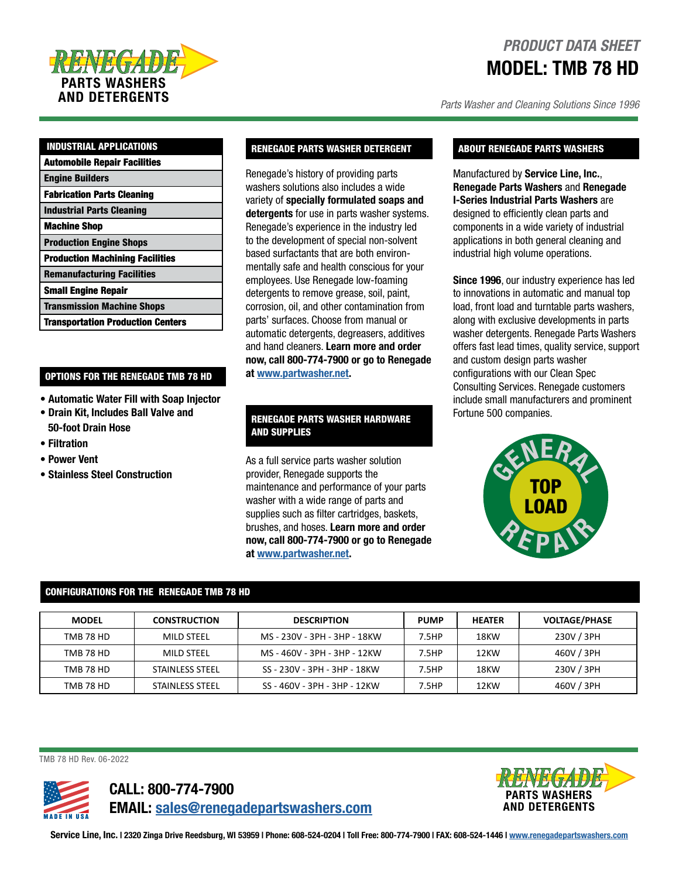RENEGADE PARTS WASHERS AND DETERGENTS

*PRODUCT DATA SHEET*

# MODEL: TMB 78 HD

*Parts Washer and Cleaning Solutions Since 1996*

## INDUSTRIAL APPLICATIONS

| INDUSTRIAL APPLICATIONS |
|---|
| Automobile Repair Facilities |
| Engine Builders |
| Fabrication Parts Cleaning |
| Industrial Parts Cleaning |
| Machine Shop |
| Production Engine Shops |
| Production Machining Facilities |
| Remanufacturing Facilities |
| Small Engine Repair |
| Transmission Machine Shops |
| Transportation Production Centers |

## OPTIONS FOR THE RENEGADE TMB 78 HD

- **Automatic Water Fill with Soap Injector**
- **Drain Kit, Includes Ball Valve and 50-foot Drain Hose**
- **Filtration**
- **Power Vent**
- **Stainless Steel Construction**

## RENEGADE PARTS WASHER DETERGENT

Renegade's history of providing parts washers solutions also includes a wide variety of **specially formulated soaps and detergents** for use in parts washer systems. Renegade's experience in the industry led to the development of special non-solvent based surfactants that are both environmentally safe and health conscious for your employees. Use Renegade low-foaming detergents to remove grease, soil, paint, corrosion, oil, and other contamination from parts' surfaces. Choose from manual or automatic detergents, degreasers, additives and hand cleaners. **Learn more and order now, call 800-774-7900 or go to Renegade at www.partwasher.net.**

## RENEGADE PARTS WASHER HARDWARE AND SUPPLIES

As a full service parts washer solution provider, Renegade supports the maintenance and performance of your parts washer with a wide range of parts and supplies such as filter cartridges, baskets, brushes, and hoses. **Learn more and order now, call 800-774-7900 or go to Renegade at www.partwasher.net.**

## ABOUT RENEGADE PARTS WASHERS

Manufactured by **Service Line, Inc.**, **Renegade Parts Washers** and **Renegade I-Series Industrial Parts Washers** are designed to efficiently clean parts and components in a wide variety of industrial applications in both general cleaning and industrial high volume operations.

**Since 1996**, our industry experience has led to innovations in automatic and manual top load, front load and turntable parts washers, along with exclusive developments in parts washer detergents. Renegade Parts Washers offers fast lead times, quality service, support and custom design parts washer configurations with our Clean Spec Consulting Services. Renegade customers include small manufacturers and prominent Fortune 500 companies.

GENERAL REPAIR – TOP LOAD

## CONFIGURATIONS FOR THE RENEGADE TMB 78 HD

| MODEL | CONSTRUCTION | DESCRIPTION | PUMP | HEATER | VOLTAGE/PHASE |
|---|---|---|---|---|---|
| TMB 78 HD | MILD STEEL | MS - 230V - 3PH - 3HP - 18KW | 7.5HP | 18KW | 230V / 3PH |
| TMB 78 HD | MILD STEEL | MS - 460V - 3PH - 3HP - 12KW | 7.5HP | 12KW | 460V / 3PH |
| TMB 78 HD | STAINLESS STEEL | SS - 230V - 3PH - 3HP - 18KW | 7.5HP | 18KW | 230V / 3PH |
| TMB 78 HD | STAINLESS STEEL | SS - 460V - 3PH - 3HP - 12KW | 7.5HP | 12KW | 460V / 3PH |

TMB 78 HD Rev. 06-2022

MADE IN USA

**CALL: 800-774-7900**
**EMAIL: sales@renegadepartswashers.com**

RENEGADE PARTS WASHERS AND DETERGENTS

**Service Line, Inc.** | 2320 Zinga Drive Reedsburg, WI 53959 | Phone: 608-524-0204 | Toll Free: 800-774-7900 | FAX: 608-524-1446 | www.renegadepartswashers.com